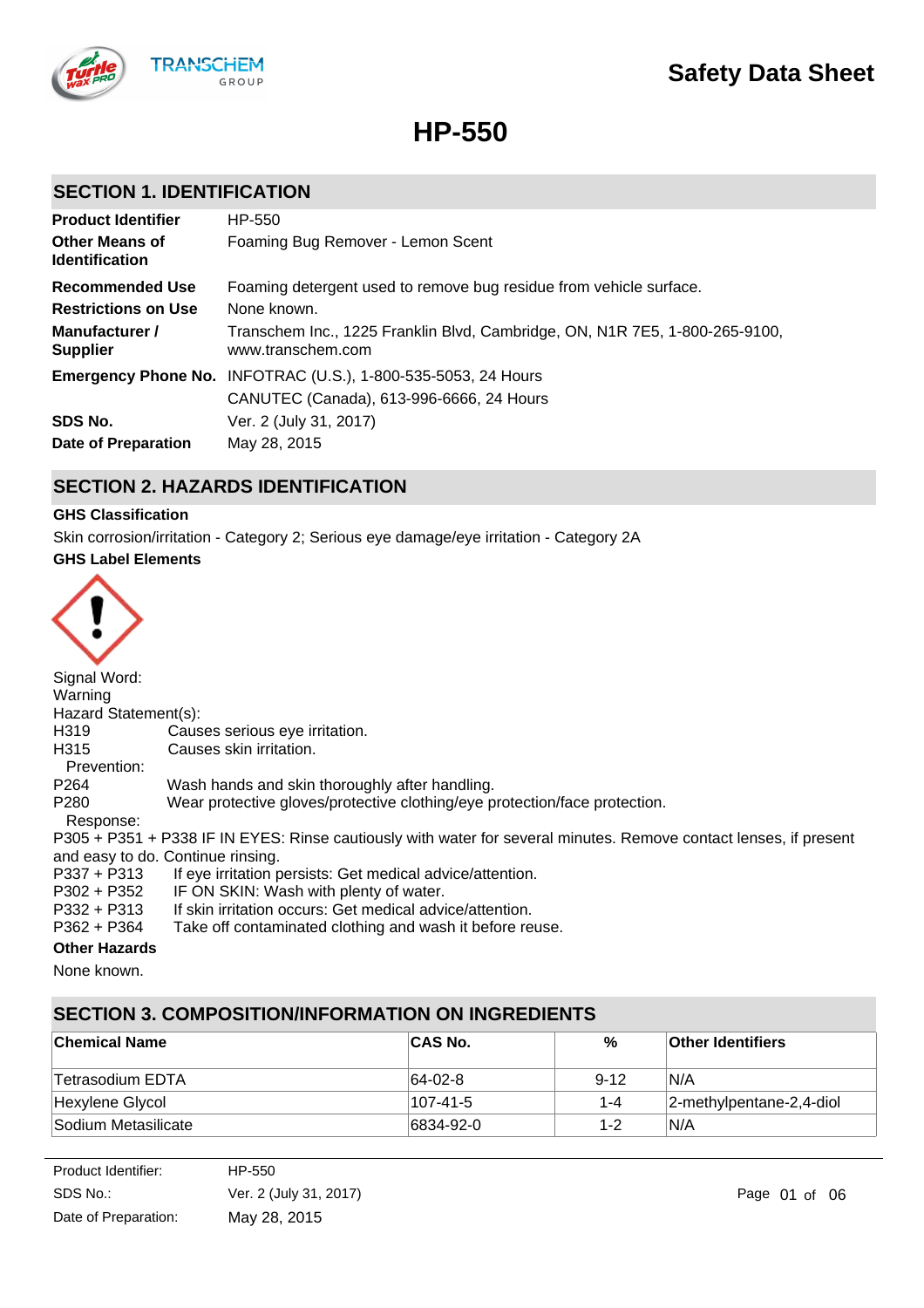# Safety Data Sheet

# HP-550

## SECTION 1. IDENTIFICATION

| | |
|---|---|
| **Product Identifier** | HP-550 |
| **Other Means of Identification** | Foaming Bug Remover - Lemon Scent |
| **Recommended Use** | Foaming detergent used to remove bug residue from vehicle surface. |
| **Restrictions on Use** | None known. |
| **Manufacturer / Supplier** | Transchem Inc., 1225 Franklin Blvd, Cambridge, ON, N1R 7E5, 1-800-265-9100, www.transchem.com |
| **Emergency Phone No.** | INFOTRAC (U.S.), 1-800-535-5053, 24 Hours<br>CANUTEC (Canada), 613-996-6666, 24 Hours |
| **SDS No.** | Ver. 2 (July 31, 2017) |
| **Date of Preparation** | May 28, 2015 |

## SECTION 2. HAZARDS IDENTIFICATION

**GHS Classification**

Skin corrosion/irritation - Category 2; Serious eye damage/eye irritation - Category 2A

**GHS Label Elements**

Signal Word:
Warning

Hazard Statement(s):

H319 Causes serious eye irritation.
H315 Causes skin irritation.

Prevention:

P264 Wash hands and skin thoroughly after handling.
P280 Wear protective gloves/protective clothing/eye protection/face protection.

Response:

P305 + P351 + P338 IF IN EYES: Rinse cautiously with water for several minutes. Remove contact lenses, if present and easy to do. Continue rinsing.
P337 + P313 If eye irritation persists: Get medical advice/attention.
P302 + P352 IF ON SKIN: Wash with plenty of water.
P332 + P313 If skin irritation occurs: Get medical advice/attention.
P362 + P364 Take off contaminated clothing and wash it before reuse.

**Other Hazards**

None known.

## SECTION 3. COMPOSITION/INFORMATION ON INGREDIENTS

| Chemical Name | CAS No. | % | Other Identifiers |
|---|---|---|---|
| Tetrasodium EDTA | 64-02-8 | 9-12 | N/A |
| Hexylene Glycol | 107-41-5 | 1-4 | 2-methylpentane-2,4-diol |
| Sodium Metasilicate | 6834-92-0 | 1-2 | N/A |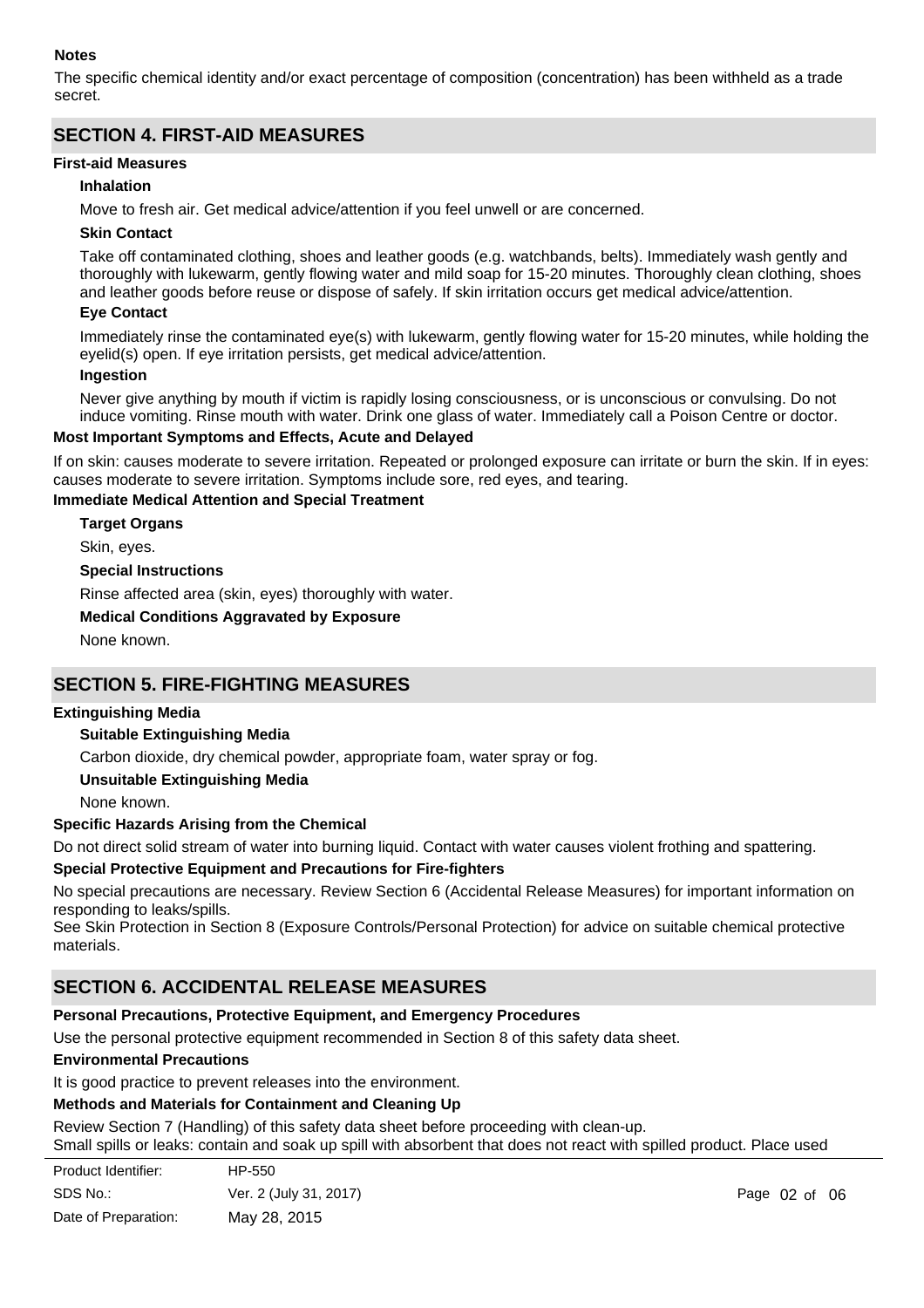**Notes**

The specific chemical identity and/or exact percentage of composition (concentration) has been withheld as a trade secret.

## SECTION 4. FIRST-AID MEASURES

**First-aid Measures**

**Inhalation**

Move to fresh air. Get medical advice/attention if you feel unwell or are concerned.

**Skin Contact**

Take off contaminated clothing, shoes and leather goods (e.g. watchbands, belts). Immediately wash gently and thoroughly with lukewarm, gently flowing water and mild soap for 15-20 minutes. Thoroughly clean clothing, shoes and leather goods before reuse or dispose of safely. If skin irritation occurs get medical advice/attention.

**Eye Contact**

Immediately rinse the contaminated eye(s) with lukewarm, gently flowing water for 15-20 minutes, while holding the eyelid(s) open. If eye irritation persists, get medical advice/attention.

**Ingestion**

Never give anything by mouth if victim is rapidly losing consciousness, or is unconscious or convulsing. Do not induce vomiting. Rinse mouth with water. Drink one glass of water. Immediately call a Poison Centre or doctor.

**Most Important Symptoms and Effects, Acute and Delayed**

If on skin: causes moderate to severe irritation. Repeated or prolonged exposure can irritate or burn the skin. If in eyes: causes moderate to severe irritation. Symptoms include sore, red eyes, and tearing.

**Immediate Medical Attention and Special Treatment**

**Target Organs**

Skin, eyes.

**Special Instructions**

Rinse affected area (skin, eyes) thoroughly with water.

**Medical Conditions Aggravated by Exposure**

None known.

## SECTION 5. FIRE-FIGHTING MEASURES

**Extinguishing Media**

**Suitable Extinguishing Media**

Carbon dioxide, dry chemical powder, appropriate foam, water spray or fog.

**Unsuitable Extinguishing Media**

None known.

**Specific Hazards Arising from the Chemical**

Do not direct solid stream of water into burning liquid. Contact with water causes violent frothing and spattering.

**Special Protective Equipment and Precautions for Fire-fighters**

No special precautions are necessary. Review Section 6 (Accidental Release Measures) for important information on responding to leaks/spills.
See Skin Protection in Section 8 (Exposure Controls/Personal Protection) for advice on suitable chemical protective materials.

## SECTION 6. ACCIDENTAL RELEASE MEASURES

**Personal Precautions, Protective Equipment, and Emergency Procedures**

Use the personal protective equipment recommended in Section 8 of this safety data sheet.

**Environmental Precautions**

It is good practice to prevent releases into the environment.

**Methods and Materials for Containment and Cleaning Up**

Review Section 7 (Handling) of this safety data sheet before proceeding with clean-up.
Small spills or leaks: contain and soak up spill with absorbent that does not react with spilled product. Place used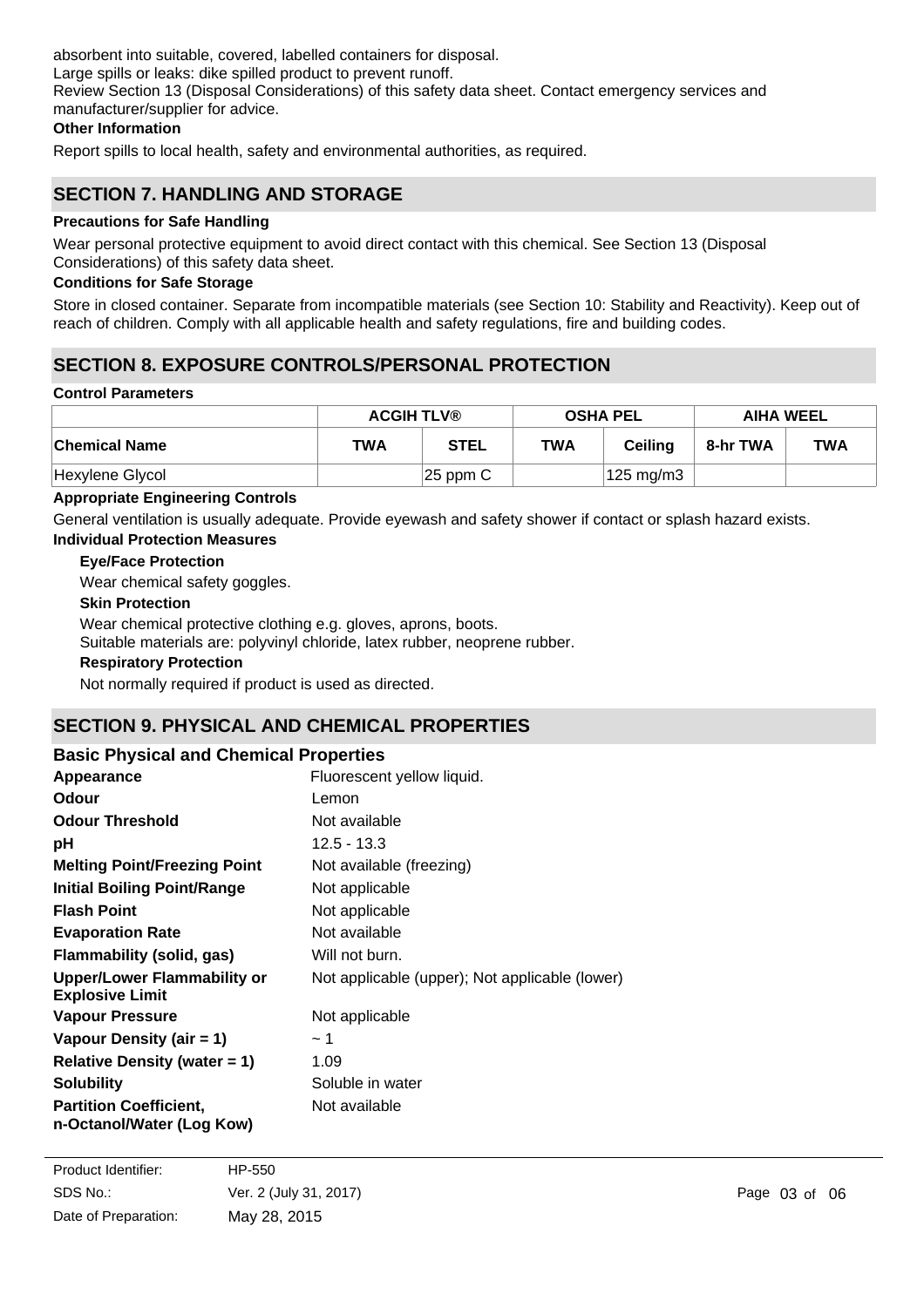absorbent into suitable, covered, labelled containers for disposal.
Large spills or leaks: dike spilled product to prevent runoff.
Review Section 13 (Disposal Considerations) of this safety data sheet. Contact emergency services and manufacturer/supplier for advice.

**Other Information**

Report spills to local health, safety and environmental authorities, as required.

## SECTION 7. HANDLING AND STORAGE

**Precautions for Safe Handling**

Wear personal protective equipment to avoid direct contact with this chemical. See Section 13 (Disposal Considerations) of this safety data sheet.

**Conditions for Safe Storage**

Store in closed container. Separate from incompatible materials (see Section 10: Stability and Reactivity). Keep out of reach of children. Comply with all applicable health and safety regulations, fire and building codes.

## SECTION 8. EXPOSURE CONTROLS/PERSONAL PROTECTION

**Control Parameters**

| | ACGIH TLV® | | OSHA PEL | | AIHA WEEL | |
|---|---|---|---|---|---|---|
| **Chemical Name** | **TWA** | **STEL** | **TWA** | **Ceiling** | **8-hr TWA** | **TWA** |
| Hexylene Glycol | | 25 ppm C | | 125 mg/m3 | | |

**Appropriate Engineering Controls**

General ventilation is usually adequate. Provide eyewash and safety shower if contact or splash hazard exists.

**Individual Protection Measures**

**Eye/Face Protection**

Wear chemical safety goggles.

**Skin Protection**

Wear chemical protective clothing e.g. gloves, aprons, boots.
Suitable materials are: polyvinyl chloride, latex rubber, neoprene rubber.

**Respiratory Protection**

Not normally required if product is used as directed.

## SECTION 9. PHYSICAL AND CHEMICAL PROPERTIES

### Basic Physical and Chemical Properties

| | |
|---|---|
| **Appearance** | Fluorescent yellow liquid. |
| **Odour** | Lemon |
| **Odour Threshold** | Not available |
| **pH** | 12.5 - 13.3 |
| **Melting Point/Freezing Point** | Not available (freezing) |
| **Initial Boiling Point/Range** | Not applicable |
| **Flash Point** | Not applicable |
| **Evaporation Rate** | Not available |
| **Flammability (solid, gas)** | Will not burn. |
| **Upper/Lower Flammability or Explosive Limit** | Not applicable (upper); Not applicable (lower) |
| **Vapour Pressure** | Not applicable |
| **Vapour Density (air = 1)** | ~ 1 |
| **Relative Density (water = 1)** | 1.09 |
| **Solubility** | Soluble in water |
| **Partition Coefficient, n-Octanol/Water (Log Kow)** | Not available |

Product Identifier: HP-550
SDS No.: Ver. 2 (July 31, 2017)
Date of Preparation: May 28, 2015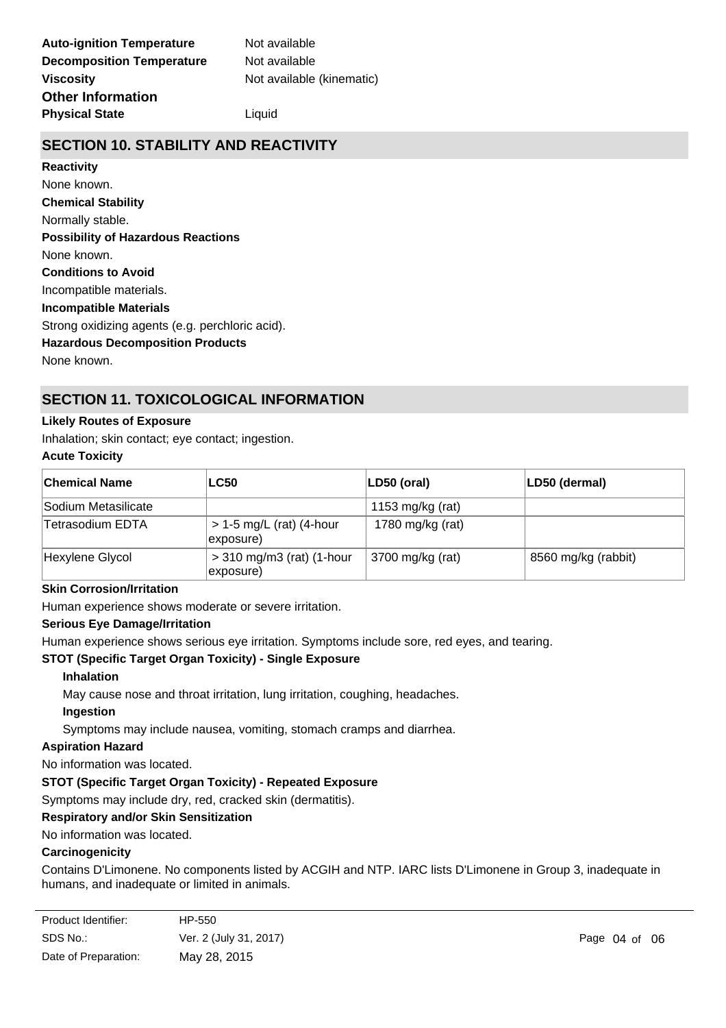**Auto-ignition Temperature** Not available

**Decomposition Temperature** Not available

**Viscosity** Not available (kinematic)

**Other Information**

**Physical State** Liquid

## SECTION 10. STABILITY AND REACTIVITY

**Reactivity**

None known.

**Chemical Stability**

Normally stable.

**Possibility of Hazardous Reactions**

None known.

**Conditions to Avoid**

Incompatible materials.

**Incompatible Materials**

Strong oxidizing agents (e.g. perchloric acid).

**Hazardous Decomposition Products**

None known.

## SECTION 11. TOXICOLOGICAL INFORMATION

**Likely Routes of Exposure**

Inhalation; skin contact; eye contact; ingestion.

**Acute Toxicity**

| Chemical Name | LC50 | LD50 (oral) | LD50 (dermal) |
|---|---|---|---|
| Sodium Metasilicate | | 1153 mg/kg (rat) | |
| Tetrasodium EDTA | > 1-5 mg/L (rat) (4-hour exposure) | 1780 mg/kg (rat) | |
| Hexylene Glycol | > 310 mg/m3 (rat) (1-hour exposure) | 3700 mg/kg (rat) | 8560 mg/kg (rabbit) |

**Skin Corrosion/Irritation**

Human experience shows moderate or severe irritation.

**Serious Eye Damage/Irritation**

Human experience shows serious eye irritation. Symptoms include sore, red eyes, and tearing.

**STOT (Specific Target Organ Toxicity) - Single Exposure**

**Inhalation**

May cause nose and throat irritation, lung irritation, coughing, headaches.

**Ingestion**

Symptoms may include nausea, vomiting, stomach cramps and diarrhea.

**Aspiration Hazard**

No information was located.

**STOT (Specific Target Organ Toxicity) - Repeated Exposure**

Symptoms may include dry, red, cracked skin (dermatitis).

**Respiratory and/or Skin Sensitization**

No information was located.

**Carcinogenicity**

Contains D'Limonene. No components listed by ACGIH and NTP. IARC lists D'Limonene in Group 3, inadequate in humans, and inadequate or limited in animals.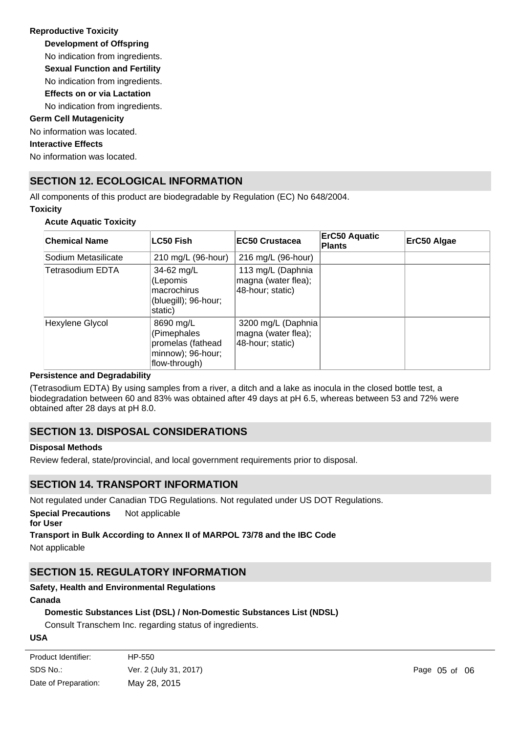**Reproductive Toxicity**

**Development of Offspring**

No indication from ingredients.

**Sexual Function and Fertility**

No indication from ingredients.

**Effects on or via Lactation**

No indication from ingredients.

**Germ Cell Mutagenicity**

No information was located.

**Interactive Effects**

No information was located.

## SECTION 12. ECOLOGICAL INFORMATION

All components of this product are biodegradable by Regulation (EC) No 648/2004.

**Toxicity**

**Acute Aquatic Toxicity**

| Chemical Name | LC50 Fish | EC50 Crustacea | ErC50 Aquatic Plants | ErC50 Algae |
|---|---|---|---|---|
| Sodium Metasilicate | 210 mg/L (96-hour) | 216 mg/L (96-hour) | | |
| Tetrasodium EDTA | 34-62 mg/L (Lepomis macrochirus (bluegill); 96-hour; static) | 113 mg/L (Daphnia magna (water flea); 48-hour; static) | | |
| Hexylene Glycol | 8690 mg/L (Pimephales promelas (fathead minnow); 96-hour; flow-through) | 3200 mg/L (Daphnia magna (water flea); 48-hour; static) | | |

**Persistence and Degradability**

(Tetrasodium EDTA) By using samples from a river, a ditch and a lake as inocula in the closed bottle test, a biodegradation between 60 and 83% was obtained after 49 days at pH 6.5, whereas between 53 and 72% were obtained after 28 days at pH 8.0.

## SECTION 13. DISPOSAL CONSIDERATIONS

**Disposal Methods**

Review federal, state/provincial, and local government requirements prior to disposal.

## SECTION 14. TRANSPORT INFORMATION

Not regulated under Canadian TDG Regulations. Not regulated under US DOT Regulations.

**Special Precautions for User** Not applicable

**Transport in Bulk According to Annex II of MARPOL 73/78 and the IBC Code**

Not applicable

## SECTION 15. REGULATORY INFORMATION

**Safety, Health and Environmental Regulations**

**Canada**

**Domestic Substances List (DSL) / Non-Domestic Substances List (NDSL)**

Consult Transchem Inc. regarding status of ingredients.

**USA**

| Product Identifier: | HP-550 |
|---|---|
| SDS No.: | Ver. 2 (July 31, 2017) |
| Date of Preparation: | May 28, 2015 |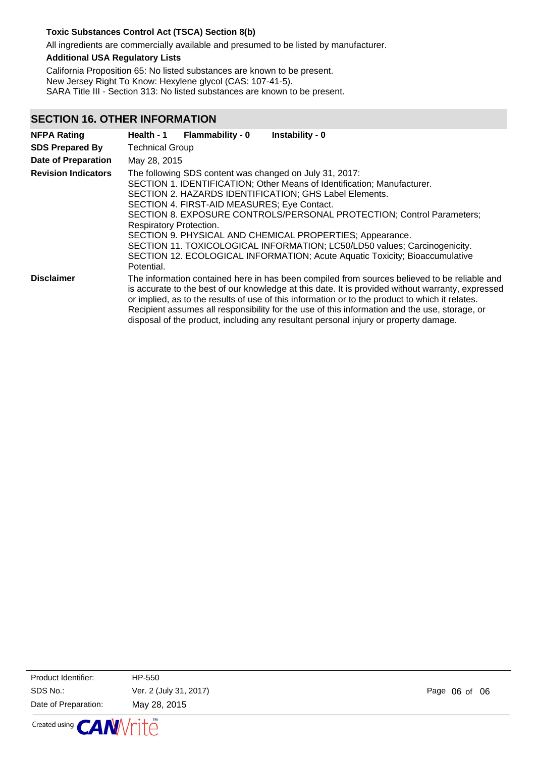**Toxic Substances Control Act (TSCA) Section 8(b)**

All ingredients are commercially available and presumed to be listed by manufacturer.

**Additional USA Regulatory Lists**

California Proposition 65: No listed substances are known to be present.
New Jersey Right To Know: Hexylene glycol (CAS: 107-41-5).
SARA Title III - Section 313: No listed substances are known to be present.

## SECTION 16. OTHER INFORMATION

| | |
|---|---|
| **NFPA Rating** | **Health - 1** **Flammability - 0** **Instability - 0** |
| **SDS Prepared By** | Technical Group |
| **Date of Preparation** | May 28, 2015 |
| **Revision Indicators** | The following SDS content was changed on July 31, 2017:<br>SECTION 1. IDENTIFICATION; Other Means of Identification; Manufacturer.<br>SECTION 2. HAZARDS IDENTIFICATION; GHS Label Elements.<br>SECTION 4. FIRST-AID MEASURES; Eye Contact.<br>SECTION 8. EXPOSURE CONTROLS/PERSONAL PROTECTION; Control Parameters; Respiratory Protection.<br>SECTION 9. PHYSICAL AND CHEMICAL PROPERTIES; Appearance.<br>SECTION 11. TOXICOLOGICAL INFORMATION; LC50/LD50 values; Carcinogenicity.<br>SECTION 12. ECOLOGICAL INFORMATION; Acute Aquatic Toxicity; Bioaccumulative Potential. |
| **Disclaimer** | The information contained here in has been compiled from sources believed to be reliable and is accurate to the best of our knowledge at this date. It is provided without warranty, expressed or implied, as to the results of use of this information or to the product to which it relates. Recipient assumes all responsibility for the use of this information and the use, storage, or disposal of the product, including any resultant personal injury or property damage. |

| | |
|---|---|
| Product Identifier: | HP-550 |
| SDS No.: | Ver. 2 (July 31, 2017) |
| Date of Preparation: | May 28, 2015 |

Created using CANWrite™